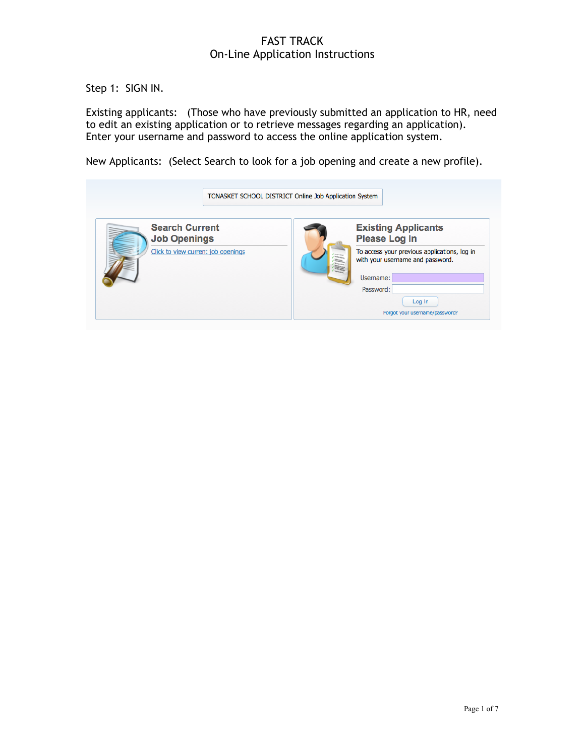# FAST TRACK
## On-Line Application Instructions

Step 1: SIGN IN.

Existing applicants: (Those who have previously submitted an application to HR, need to edit an existing application or to retrieve messages regarding an application). Enter your username and password to access the online application system.

New Applicants: (Select Search to look for a job opening and create a new profile).

TONASKET SCHOOL DISTRICT Online Job Application System

**Search Current Job Openings**

Click to view current job openings

**Existing Applicants Please Log In**

To access your previous applications, log in with your username and password.

Username:

Password:

Log In

Forgot your username/password?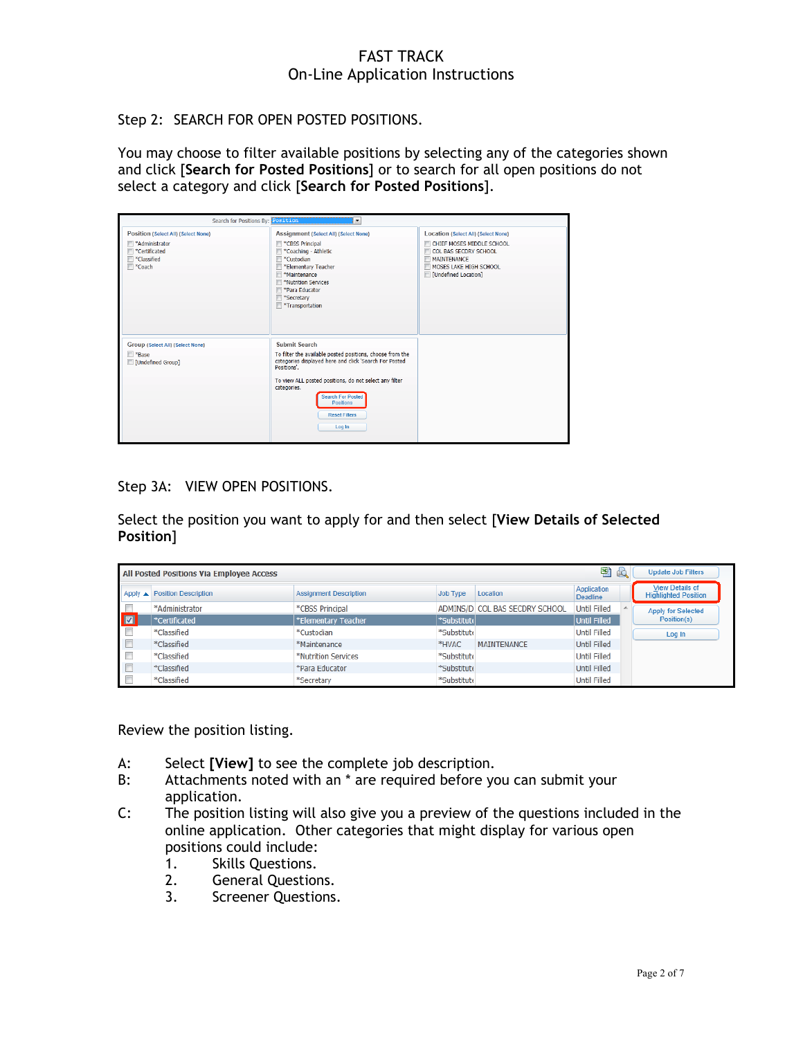Step 2: SEARCH FOR OPEN POSTED POSITIONS.

You may choose to filter available positions by selecting any of the categories shown and click **[Search for Posted Positions]** or to search for all open positions do not select a category and click **[Search for Posted Positions]**.

Step 3A: VIEW OPEN POSITIONS.

Select the position you want to apply for and then select **[View Details of Selected Position]**

Review the position listing.

A: Select **[View]** to see the complete job description.

B: Attachments noted with an * are required before you can submit your application.

C: The position listing will also give you a preview of the questions included in the online application. Other categories that might display for various open positions could include:

1. Skills Questions.
2. General Questions.
3. Screener Questions.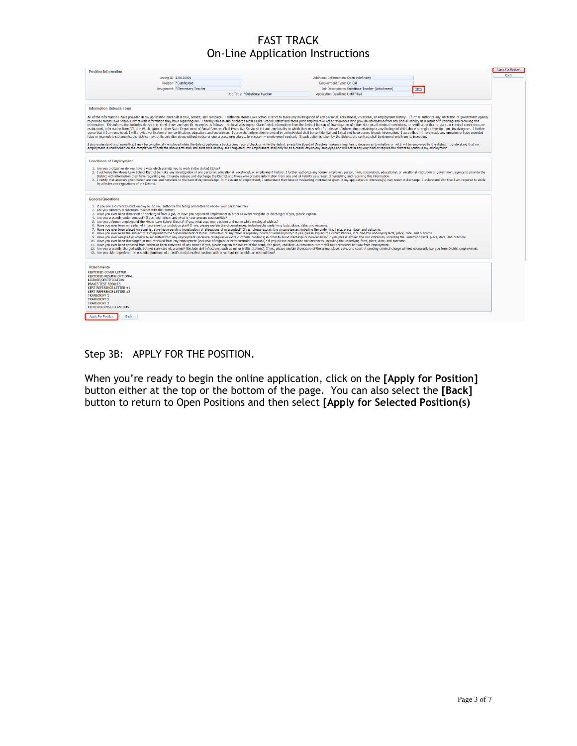# FAST TRACK
## On-Line Application Instructions

**Position Information**

Listing ID: 120120001
Position: *Certificated
Assignment: *Elementary Teacher
Job Type: *Substitute Teacher
Additional Information: Open indefinitely
Employment Type: On Call
Job Descriptions: Substitute Teacher (Attachment) View
Application Deadline: Until Filled

Apply For Position
Back

**Information Release Form**

All of the information I have provided in my application materials is true, correct, and complete. I authorize Moses Lake School District to make any investigation of any personal, educational, vocational, or employment history. I further authorize any institution or government agency to provide Moses Lake School District with information they have regarding me. I hereby release and discharge Moses Lake School District and those prior employers or other references who provide information from any and all liability as a result of furnishing and receiving this information. This information includes the sources cited above and specific examples as follows: the local Washington State Patrol, information from the Federal Bureau of Investigation of either data on all criminal convictions, or certification that no date on criminal convictions are maintained, information from SPI, the Washington or other State Department of Social Services Child Protective Services Unit and any locality to which they may refer for release of information pertaining to any findings of child abuse or neglect investigations involving me. I further agree that if I am employed, I will provide verification of my certification, education, and experience. I agree that information provided by an individual shall be confidential and I shall not have access to such information. I agree that if I have made any omission or have provided false or incomplete statements, the district may, at its sole discretion, without notice or due process procedures, terminate my employment contract. If such action is taken by the district, the contract shall be deemed void from its inception.

I also understand and agree that I may be conditionally employed while the district performs a background record check or while the district awaits the Board of Directors making a final hiring decision as to whether or not I will be employed by the district. I understand that my employment is conditioned on the completion of both the above acts and until such time as they are completed, my employment shall only be as a casual day-to-day employee and will not in any way bind or require the district to continue my employment.

**Conditions of Employment**

1. Are you a citizen or do you have a visa which permits you to work in the United States?
2. I authorize the Moses Lake School District to make any investigation of any personal, educational, vocational, or employment history. I further authorize any former employer, person, firm, corporation, educational, or vocational institution or government agency to provide the District with information they have regarding me. I hereby release and discharge the District and those who provide information from any and all liability as a result of furnishing and receiving this information.
3. I certify that answers given herein are true and complete to the best of my knowledge. In the event of employment, I understand that false or misleading information given in my application or interview(s) may result in discharge. I understand also that I am required to abide by all rules and regulations of the District.

**General Questions**

1. If you are a current District employee, do you authorize the hiring committee to review your personnel file?
2. Are you currently a substitute teacher with the District?
3. Have you ever been dismissed or discharged from a job, or have you separated employment in order to avoid discipline or discharge? If yes, please explain.
4. Are you presently under contract? If yes, with whom and what is your present position/title?
5. Are you a former employee of the Moses Lake School District? If yes, what was your position and name while employed with us?
6. Have you ever been on a plan of improvement or probation plan? If yes, please explain the circumstances, including the underlying facts, place, date, and outcome.
7. Have you ever been placed on administrative leave pending investigation of allegations of misconduct? If yes, please explain the circumstances, including the underlying facts, place, date, and outcome.
8. Have you ever been the subject of a complaint to the Superintendent of Public Instruction or any other disciplinary board or licensing body? If yes, please explain the circumstances, including the underlying facts, place, date, and outcome.
9. Have you ever resigned or otherwise separated from any employment (inclusive of regular or extra curricular positions) in order to avoid discharge or non-renewal? If yes, please explain the circumstances, including the underlying facts, place, date, and outcome.
10. Have you ever been discharged or non-renewed from any employment (inclusive of regular or extracurricular positions)? If yes, please explain the circumstances, including the underlying facts, place, date, and outcome.
11. Have you ever been released from prison or been convicted of any crime? If yes, please explain the nature of the crime, the place, and date. A conviction record will not necessarily bar you from employment.
12. Are you presently charged with, but not convicted of, a crime? (Exclude civil infractions, such as minor traffic citations). If yes, please explain the nature of the crime, place, date, and court. A pending criminal charge will not necessarily bar you from District employment.
13. Are you able to perform the essential functions of a certificated/classified position with or without reasonable accommodation?

**Attachments**

CERTIFIED COVER LETTER
CERTIFIED RESUME-OPTIONAL
LICENSE/CERTIFICATION
PRAXIS TEST RESULTS
CERT REFERENCE LETTER #1
CERT REFERENCE LETTER #2
TRANSCRIPT 1
TRANSCRIPT 2
TRANSCRIPT 3
CERTIFIED MISCELLANEOUS

Apply For Position
Back

Step 3B: APPLY FOR THE POSITION.

When you're ready to begin the online application, click on the **[Apply for Position]** button either at the top or the bottom of the page. You can also select the **[Back]** button to return to Open Positions and then select **[Apply for Selected Position(s)]**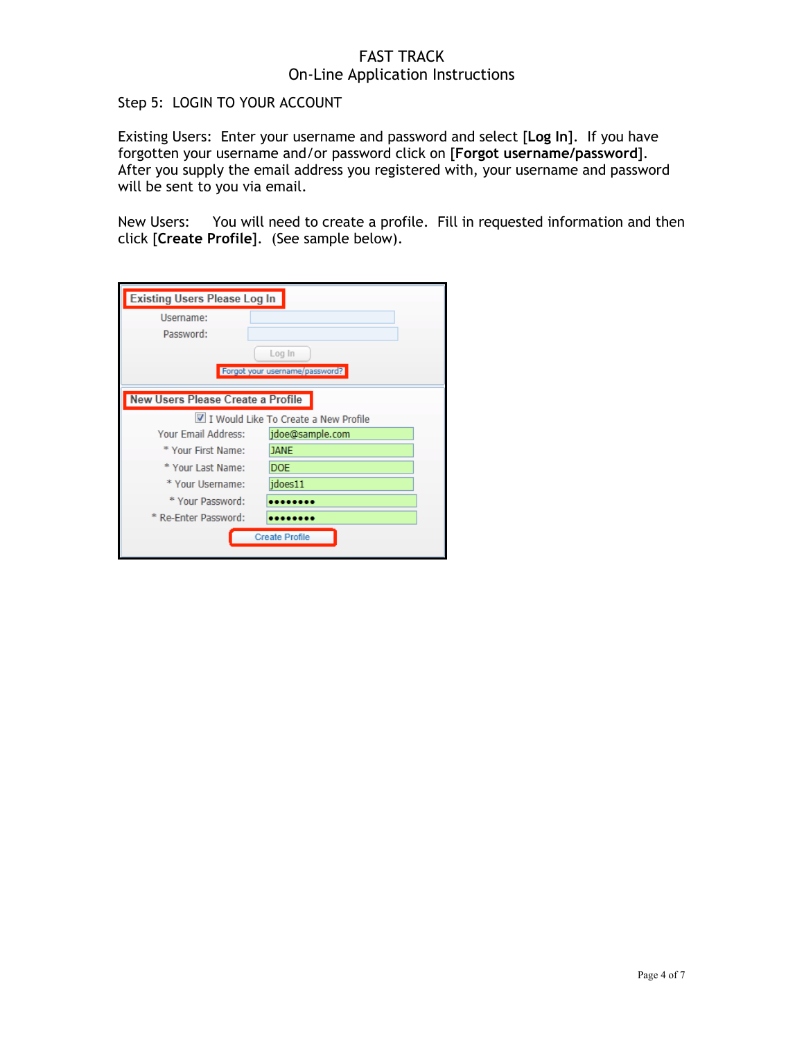FAST TRACK
On-Line Application Instructions

Step 5: LOGIN TO YOUR ACCOUNT

Existing Users: Enter your username and password and select [**Log In**]. If you have forgotten your username and/or password click on [**Forgot username/password**]. After you supply the email address you registered with, your username and password will be sent to you via email.

New Users: You will need to create a profile. Fill in requested information and then click [**Create Profile**]. (See sample below).

**Existing Users Please Log In**

Username:

Password:

Log In

Forgot your username/password?

**New Users Please Create a Profile**

☑ I Would Like To Create a New Profile

| | |
|---|---|
| Your Email Address: | jdoe@sample.com |
| * Your First Name: | JANE |
| * Your Last Name: | DOE |
| * Your Username: | jdoes11 |
| * Your Password: | •••••••• |
| * Re-Enter Password: | •••••••• |

Create Profile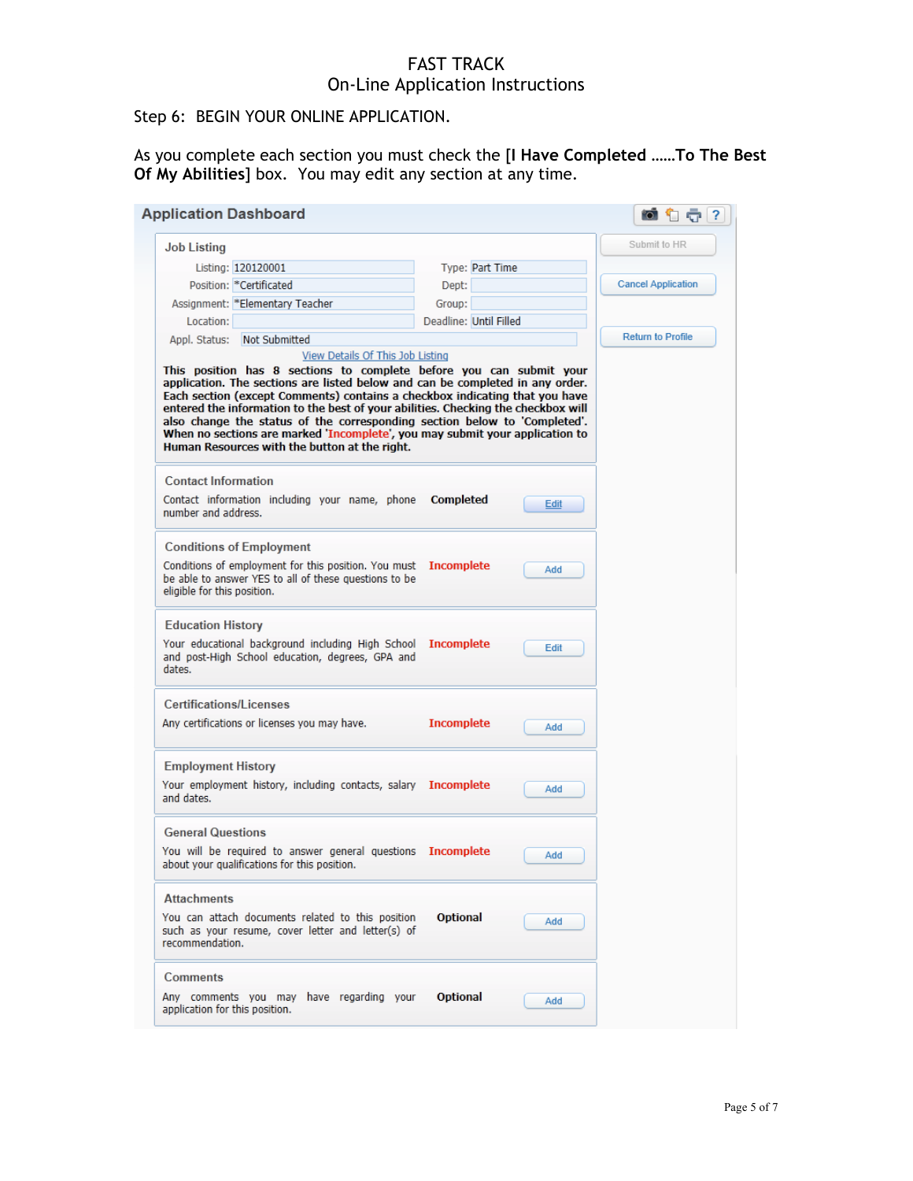FAST TRACK
On-Line Application Instructions

Step 6: BEGIN YOUR ONLINE APPLICATION.

As you complete each section you must check the [**I Have Completed ......To The Best Of My Abilities**] box. You may edit any section at any time.

## Application Dashboard

Submit to HR

Cancel Application

Return to Profile

### Job Listing

| | | | |
|---|---|---|---|
| Listing: | 120120001 | Type: | Part Time |
| Position: | *Certificated | Dept: | |
| Assignment: | *Elementary Teacher | Group: | |
| Location: | | Deadline: | Until Filled |
| Appl. Status: | Not Submitted | | |

View Details Of This Job Listing

**This position has 8 sections to complete before you can submit your application. The sections are listed below and can be completed in any order. Each section (except Comments) contains a checkbox indicating that you have entered the information to the best of your abilities. Checking the checkbox will also change the status of the corresponding section below to 'Completed'. When no sections are marked 'Incomplete', you may submit your application to Human Resources with the button at the right.**

| Section | Description | Status | Action |
|---|---|---|---|
| Contact Information | Contact information including your name, phone number and address. | Completed | Edit |
| Conditions of Employment | Conditions of employment for this position. You must be able to answer YES to all of these questions to be eligible for this position. | Incomplete | Add |
| Education History | Your educational background including High School and post-High School education, degrees, GPA and dates. | Incomplete | Edit |
| Certifications/Licenses | Any certifications or licenses you may have. | Incomplete | Add |
| Employment History | Your employment history, including contacts, salary and dates. | Incomplete | Add |
| General Questions | You will be required to answer general questions about your qualifications for this position. | Incomplete | Add |
| Attachments | You can attach documents related to this position such as your resume, cover letter and letter(s) of recommendation. | Optional | Add |
| Comments | Any comments you may have regarding your application for this position. | Optional | Add |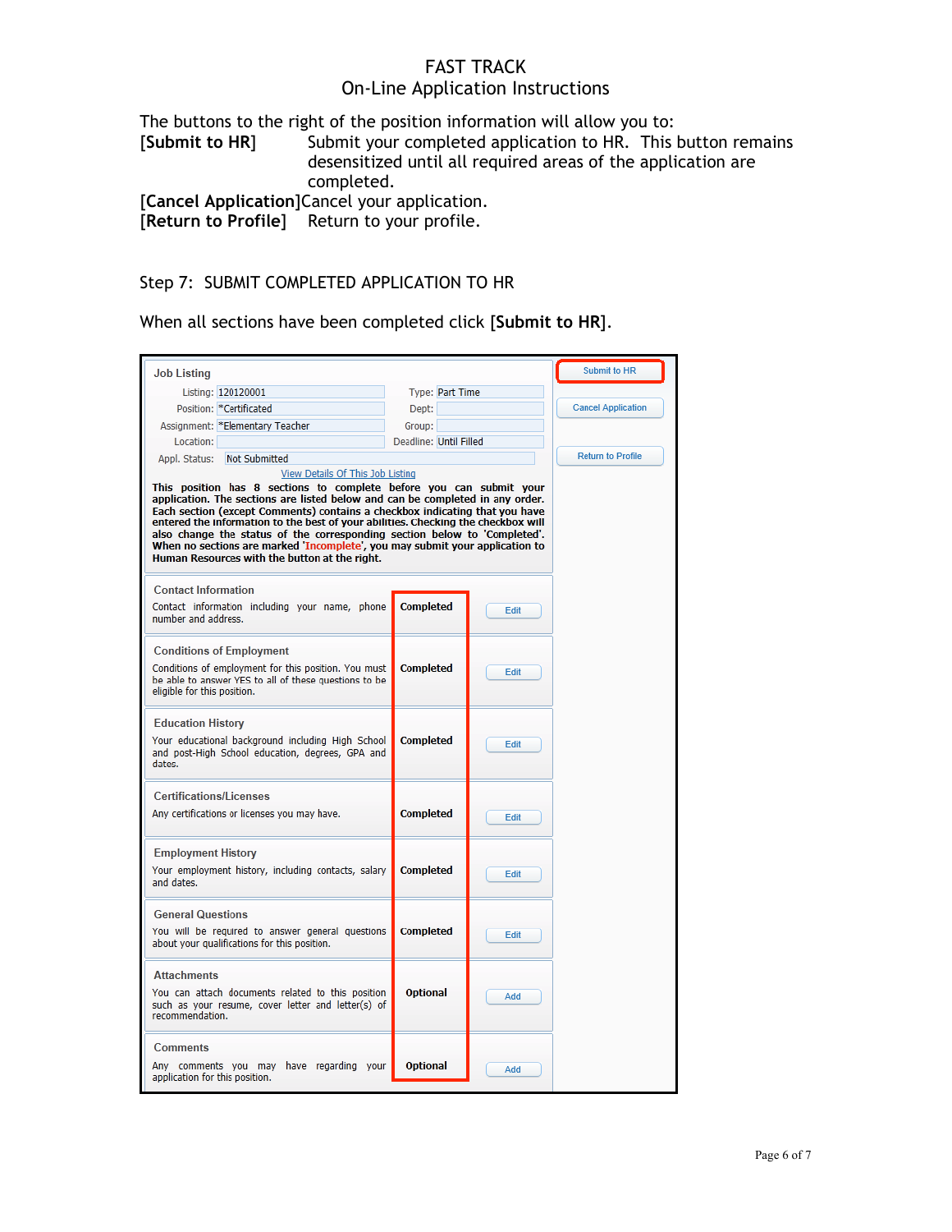# FAST TRACK
## On-Line Application Instructions

The buttons to the right of the position information will allow you to:

**[Submit to HR]** Submit your completed application to HR. This button remains desensitized until all required areas of the application are completed.

**[Cancel Application]** Cancel your application.

**[Return to Profile]** Return to your profile.

### Step 7: SUBMIT COMPLETED APPLICATION TO HR

When all sections have been completed click **[Submit to HR]**.

**Job Listing**

| | | | |
|---|---|---|---|
| Listing: | 120120001 | Type: | Part Time |
| Position: | *Certificated | Dept: | |
| Assignment: | *Elementary Teacher | Group: | |
| Location: | | Deadline: | Until Filled |
| Appl. Status: | Not Submitted | | |

[Submit to HR] [Cancel Application] [Return to Profile]

View Details Of This Job Listing

**This position has 8 sections to complete before you can submit your application. The sections are listed below and can be completed in any order. Each section (except Comments) contains a checkbox indicating that you have entered the information to the best of your abilities. Checking the checkbox will also change the status of the corresponding section below to 'Completed'. When no sections are marked 'Incomplete', you may submit your application to Human Resources with the button at the right.**

| Section | Status | Action |
|---|---|---|
| **Contact Information**<br>Contact information including your name, phone number and address. | **Completed** | Edit |
| **Conditions of Employment**<br>Conditions of employment for this position. You must be able to answer YES to all of these questions to be eligible for this position. | **Completed** | Edit |
| **Education History**<br>Your educational background including High School and post-High School education, degrees, GPA and dates. | **Completed** | Edit |
| **Certifications/Licenses**<br>Any certifications or licenses you may have. | **Completed** | Edit |
| **Employment History**<br>Your employment history, including contacts, salary and dates. | **Completed** | Edit |
| **General Questions**<br>You will be requred to answer general questions about your qualifications for this position. | **Completed** | Edit |
| **Attachments**<br>You can attach documents related to this position such as your resume, cover letter and letter(s) of recommendation. | **Optional** | Add |
| **Comments**<br>Any comments you may have regarding your application for this position. | **Optional** | Add |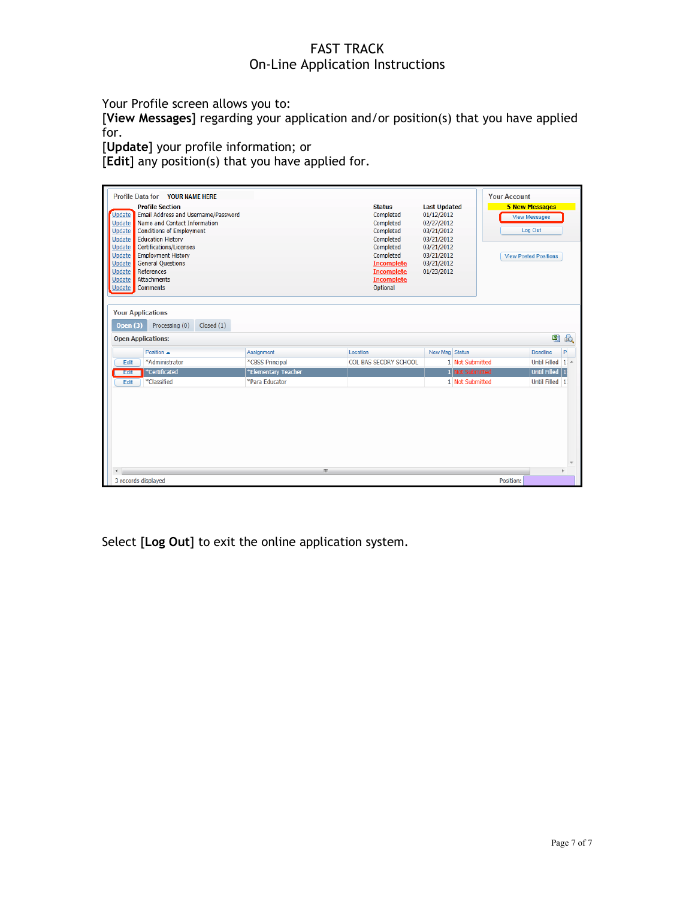Your Profile screen allows you to:
**[View Messages]** regarding your application and/or position(s) that you have applied for.
**[Update]** your profile information; or
**[Edit]** any position(s) that you have applied for.

Profile Data for YOUR NAME HERE

| | Profile Section | Status | Last Updated |
|---|---|---|---|
| Update | Email Address and Username/Password | Completed | 01/12/2012 |
| Update | Name and Contact Information | Completed | 02/27/2012 |
| Update | Conditions of Employment | Completed | 03/21/2012 |
| Update | Education History | Completed | 03/21/2012 |
| Update | Certifications/Licenses | Completed | 03/21/2012 |
| Update | Employment History | Completed | 03/21/2012 |
| Update | General Questions | Incomplete | 03/21/2012 |
| Update | References | Incomplete | 01/23/2012 |
| Update | Attachments | Incomplete | |
| Update | Comments | Optional | |

Your Account
5 New Messages
View Messages
Log Out
View Posted Positions

Your Applications
Open (3) Processing (0) Closed (1)
Open Applications:

| | Position | Assignment | Location | New Msg | Status | Deadline |
|---|---|---|---|---|---|---|
| Edit | *Administrator | *CBSS Principal | COL BAS SECDRY SCHOOL | 1 | Not Submitted | Until Filled |
| Edit | *Certificated | *Elementary Teacher | | 1 | Not Submitted | Until Filled |
| Edit | *Classified | *Para Educator | | 1 | Not Submitted | Until Filled |

3 records displayed

Select **[Log Out]** to exit the online application system.